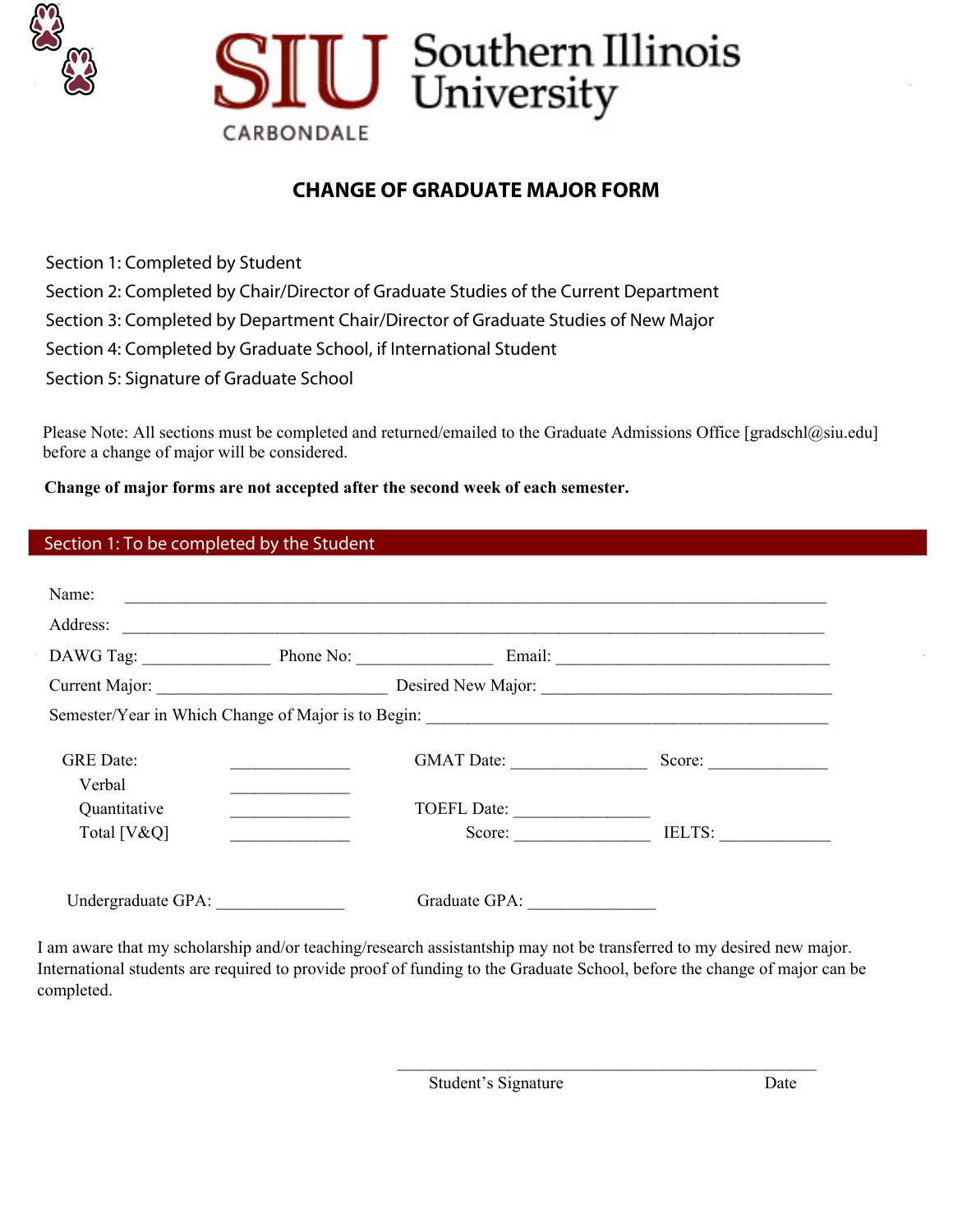# SIU Southern Illinois University CARBONDALE

## CHANGE OF GRADUATE MAJOR FORM

Section 1: Completed by Student

Section 2: Completed by Chair/Director of Graduate Studies of the Current Department

Section 3: Completed by Department Chair/Director of Graduate Studies of New Major

Section 4: Completed by Graduate School, if International Student

Section 5: Signature of Graduate School

Please Note: All sections must be completed and returned/emailed to the Graduate Admissions Office [gradschl@siu.edu] before a change of major will be considered.

**Change of major forms are not accepted after the second week of each semester.**

## Section 1: To be completed by the Student

Name: ______________________________________________________________________________

Address: ____________________________________________________________________________

DAWG Tag: ______________ Phone No: _______________ Email: ______________________________

Current Major: _________________________ Desired New Major: ________________________________

Semester/Year in Which Change of Major is to Begin: ___________________________________________

GRE Date: ______________ GMAT Date: _______________ Score: _____________

Verbal ______________

Quantitative ______________ TOEFL Date: _______________

Total [V&Q] ______________ Score: _______________ IELTS: ____________

Undergraduate GPA: _______________ Graduate GPA: _______________

I am aware that my scholarship and/or teaching/research assistantship may not be transferred to my desired new major. International students are required to provide proof of funding to the Graduate School, before the change of major can be completed.

_______________________________________________

Student's Signature Date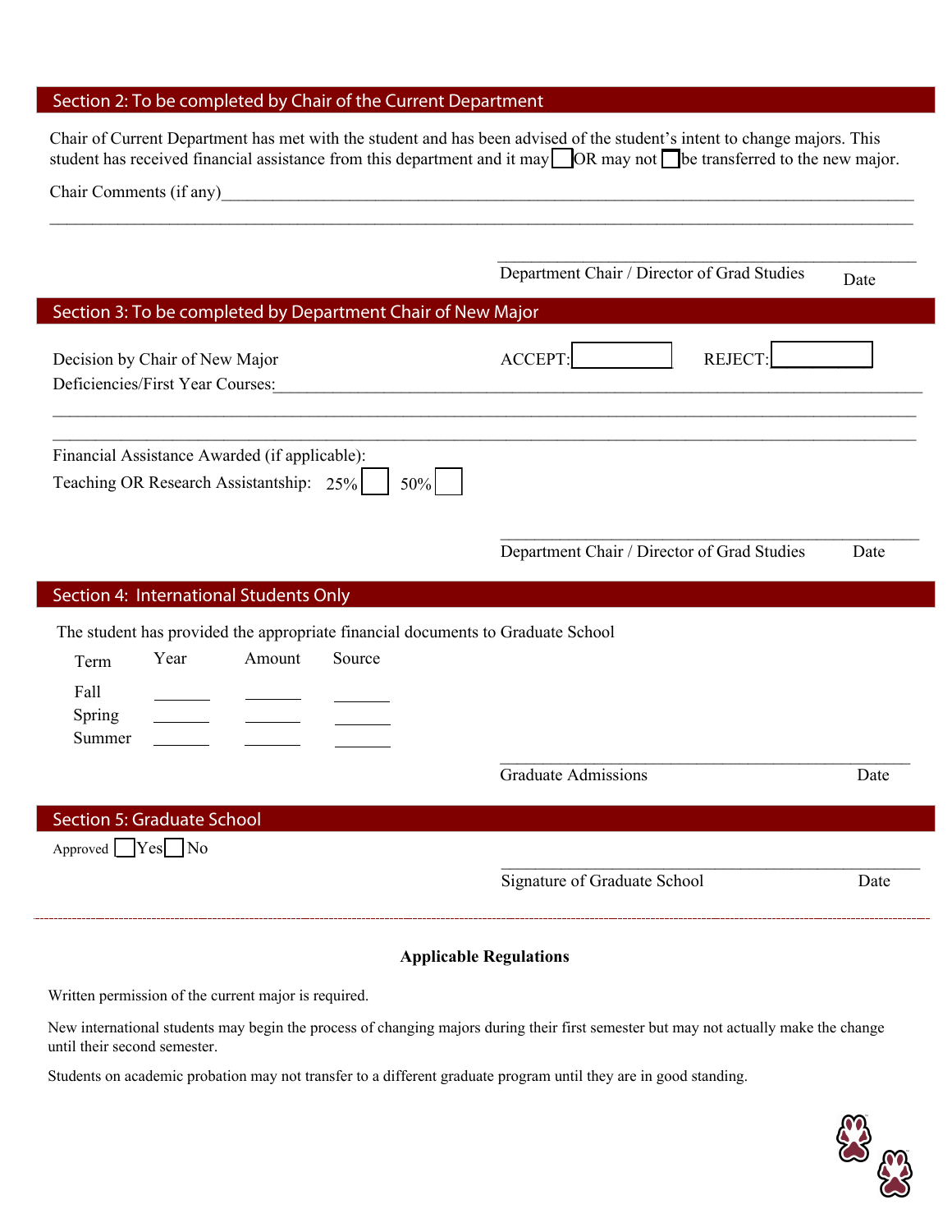## Section 2: To be completed by Chair of the Current Department

Chair of Current Department has met with the student and has been advised of the student's intent to change majors. This student has received financial assistance from this department and it may ☐ OR may not ☐ be transferred to the new major.

Chair Comments (if any)\_\_\_\_\_\_\_\_\_\_\_\_\_\_\_\_\_\_\_\_\_\_\_\_\_\_\_\_\_\_\_\_\_\_\_\_\_\_\_\_\_\_\_\_\_\_\_\_\_\_\_\_\_\_\_\_\_\_\_\_

\_\_\_\_\_\_\_\_\_\_\_\_\_\_\_\_\_\_\_\_\_\_\_\_\_\_\_\_\_\_\_\_\_\_\_\_\_\_\_\_\_\_\_\_\_\_\_\_\_\_\_\_\_\_\_\_\_\_\_\_\_\_\_\_\_\_\_\_\_\_\_\_\_\_\_\_\_\_

\_\_\_\_\_\_\_\_\_\_\_\_\_\_\_\_\_\_\_\_\_\_\_\_\_\_\_\_\_\_\_\_\_\_\_\_\_\_\_\_\_\_
Department Chair / Director of Grad Studies Date

## Section 3: To be completed by Department Chair of New Major

Decision by Chair of New Major ACCEPT: ☐ REJECT: ☐

Deficiencies/First Year Courses:\_\_\_\_\_\_\_\_\_\_\_\_\_\_\_\_\_\_\_\_\_\_\_\_\_\_\_\_\_\_\_\_\_\_\_\_\_\_\_\_\_\_\_\_\_\_\_\_\_\_\_\_\_\_

\_\_\_\_\_\_\_\_\_\_\_\_\_\_\_\_\_\_\_\_\_\_\_\_\_\_\_\_\_\_\_\_\_\_\_\_\_\_\_\_\_\_\_\_\_\_\_\_\_\_\_\_\_\_\_\_\_\_\_\_\_\_\_\_\_\_\_\_\_\_\_\_\_\_\_\_\_\_

\_\_\_\_\_\_\_\_\_\_\_\_\_\_\_\_\_\_\_\_\_\_\_\_\_\_\_\_\_\_\_\_\_\_\_\_\_\_\_\_\_\_\_\_\_\_\_\_\_\_\_\_\_\_\_\_\_\_\_\_\_\_\_\_\_\_\_\_\_\_\_\_\_\_\_\_\_\_

Financial Assistance Awarded (if applicable):

Teaching OR Research Assistantship: 25% ☐ 50% ☐

\_\_\_\_\_\_\_\_\_\_\_\_\_\_\_\_\_\_\_\_\_\_\_\_\_\_\_\_\_\_\_\_\_\_\_\_\_\_\_\_\_\_
Department Chair / Director of Grad Studies Date

## Section 4: International Students Only

The student has provided the appropriate financial documents to Graduate School

| Term | Year | Amount | Source |
| --- | --- | --- | --- |
| Fall | \_\_\_\_\_\_ | \_\_\_\_\_\_ | \_\_\_\_\_\_ |
| Spring | \_\_\_\_\_\_ | \_\_\_\_\_\_ | \_\_\_\_\_\_ |
| Summer | \_\_\_\_\_\_ | \_\_\_\_\_\_ | \_\_\_\_\_\_ |

\_\_\_\_\_\_\_\_\_\_\_\_\_\_\_\_\_\_\_\_\_\_\_\_\_\_\_\_\_\_\_\_\_\_\_\_\_\_\_\_\_\_
Graduate Admissions Date

## Section 5: Graduate School

Approved ☐ Yes ☐ No

\_\_\_\_\_\_\_\_\_\_\_\_\_\_\_\_\_\_\_\_\_\_\_\_\_\_\_\_\_\_\_\_\_\_\_\_\_\_\_\_\_\_
Signature of Graduate School Date

---

**Applicable Regulations**

Written permission of the current major is required.

New international students may begin the process of changing majors during their first semester but may not actually make the change until their second semester.

Students on academic probation may not transfer to a different graduate program until they are in good standing.